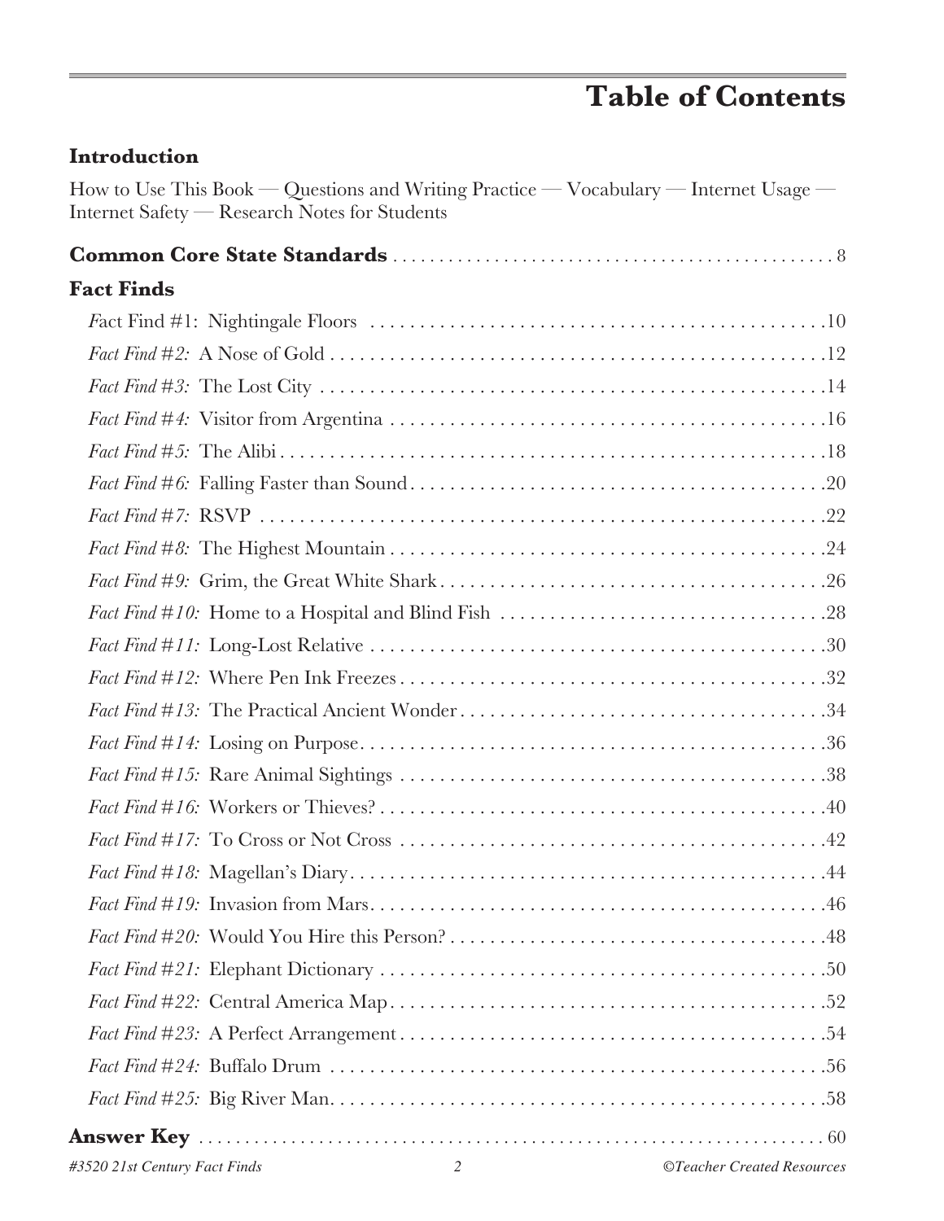# Table of Contents

## Introduction

How to Use This Book — Questions and Writing Practice — Vocabulary — Internet Usage — Internet Safety — Research Notes for Students

**Common Core State Standards** .................................................. 8

## Fact Finds

*Fact Find #1:* Nightingale Floors .................................................. 10

*Fact Find #2:* A Nose of Gold .................................................. 12

*Fact Find #3:* The Lost City .................................................. 14

*Fact Find #4:* Visitor from Argentina .................................................. 16

*Fact Find #5:* The Alibi .................................................. 18

*Fact Find #6:* Falling Faster than Sound .................................................. 20

*Fact Find #7:* RSVP .................................................. 22

*Fact Find #8:* The Highest Mountain .................................................. 24

*Fact Find #9:* Grim, the Great White Shark .................................................. 26

*Fact Find #10:* Home to a Hospital and Blind Fish .................................................. 28

*Fact Find #11:* Long-Lost Relative .................................................. 30

*Fact Find #12:* Where Pen Ink Freezes .................................................. 32

*Fact Find #13:* The Practical Ancient Wonder .................................................. 34

*Fact Find #14:* Losing on Purpose .................................................. 36

*Fact Find #15:* Rare Animal Sightings .................................................. 38

*Fact Find #16:* Workers or Thieves? .................................................. 40

*Fact Find #17:* To Cross or Not Cross .................................................. 42

*Fact Find #18:* Magellan's Diary .................................................. 44

*Fact Find #19:* Invasion from Mars .................................................. 46

*Fact Find #20:* Would You Hire this Person? .................................................. 48

*Fact Find #21:* Elephant Dictionary .................................................. 50

*Fact Find #22:* Central America Map .................................................. 52

*Fact Find #23:* A Perfect Arrangement .................................................. 54

*Fact Find #24:* Buffalo Drum .................................................. 56

*Fact Find #25:* Big River Man .................................................. 58

**Answer Key** .................................................. 60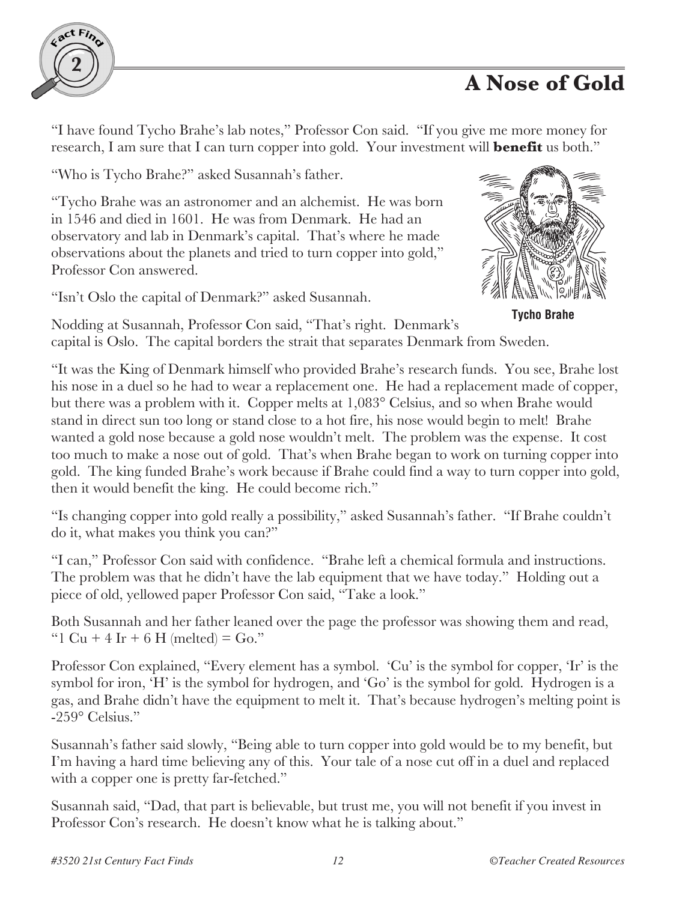## A Nose of Gold

"I have found Tycho Brahe's lab notes," Professor Con said. "If you give me more money for research, I am sure that I can turn copper into gold. Your investment will **benefit** us both."

"Who is Tycho Brahe?" asked Susannah's father.

"Tycho Brahe was an astronomer and an alchemist. He was born in 1546 and died in 1601. He was from Denmark. He had an observatory and lab in Denmark's capital. That's where he made observations about the planets and tried to turn copper into gold," Professor Con answered.

Tycho Brahe

"Isn't Oslo the capital of Denmark?" asked Susannah.

Nodding at Susannah, Professor Con said, "That's right. Denmark's capital is Oslo. The capital borders the strait that separates Denmark from Sweden.

"It was the King of Denmark himself who provided Brahe's research funds. You see, Brahe lost his nose in a duel so he had to wear a replacement one. He had a replacement made of copper, but there was a problem with it. Copper melts at 1,083° Celsius, and so when Brahe would stand in direct sun too long or stand close to a hot fire, his nose would begin to melt! Brahe wanted a gold nose because a gold nose wouldn't melt. The problem was the expense. It cost too much to make a nose out of gold. That's when Brahe began to work on turning copper into gold. The king funded Brahe's work because if Brahe could find a way to turn copper into gold, then it would benefit the king. He could become rich."

"Is changing copper into gold really a possibility," asked Susannah's father. "If Brahe couldn't do it, what makes you think you can?"

"I can," Professor Con said with confidence. "Brahe left a chemical formula and instructions. The problem was that he didn't have the lab equipment that we have today." Holding out a piece of old, yellowed paper Professor Con said, "Take a look."

Both Susannah and her father leaned over the page the professor was showing them and read, "1 Cu + 4 Ir + 6 H (melted) = Go."

Professor Con explained, "Every element has a symbol. 'Cu' is the symbol for copper, 'Ir' is the symbol for iron, 'H' is the symbol for hydrogen, and 'Go' is the symbol for gold. Hydrogen is a gas, and Brahe didn't have the equipment to melt it. That's because hydrogen's melting point is -259° Celsius."

Susannah's father said slowly, "Being able to turn copper into gold would be to my benefit, but I'm having a hard time believing any of this. Your tale of a nose cut off in a duel and replaced with a copper one is pretty far-fetched."

Susannah said, "Dad, that part is believable, but trust me, you will not benefit if you invest in Professor Con's research. He doesn't know what he is talking about."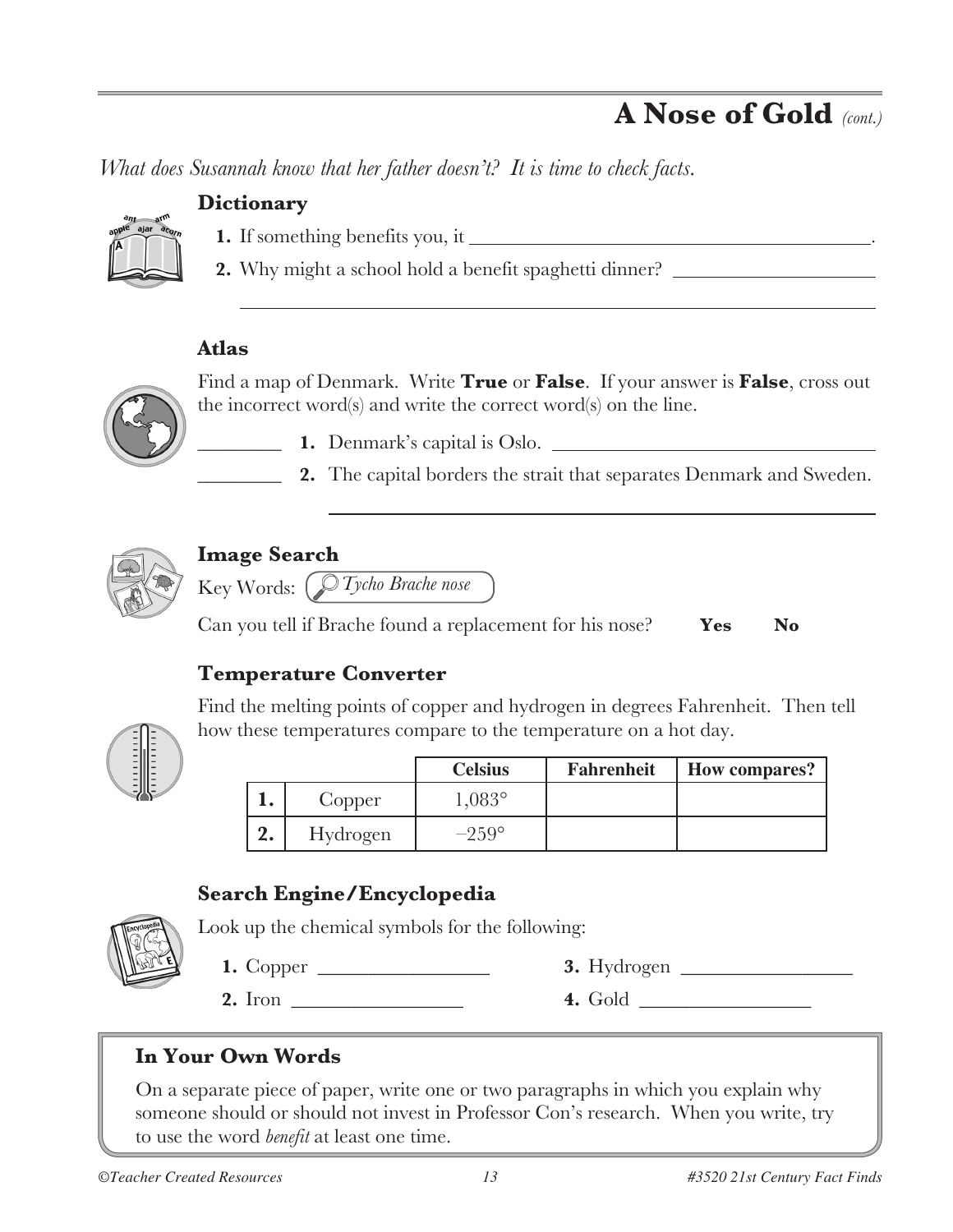## A Nose of Gold *(cont.)*

*What does Susannah know that her father doesn't? It is time to check facts.*

### Dictionary

1. If something benefits you, it ________________________________________.
2. Why might a school hold a benefit spaghetti dinner? ____________________

________________________________________________________________

### Atlas

Find a map of Denmark. Write **True** or **False**. If your answer is **False**, cross out the incorrect word(s) and write the correct word(s) on the line.

________ **1.** Denmark's capital is Oslo. ________________________________

________ **2.** The capital borders the strait that separates Denmark and Sweden.

________________________________________________

### Image Search

Key Words: *Tycho Brache nose*

Can you tell if Brache found a replacement for his nose? **Yes** **No**

### Temperature Converter

Find the melting points of copper and hydrogen in degrees Fahrenheit. Then tell how these temperatures compare to the temperature on a hot day.

| | | Celsius | Fahrenheit | How compares? |
|---|---|---|---|---|
| **1.** | Copper | 1,083° | | |
| **2.** | Hydrogen | –259° | | |

### Search Engine/Encyclopedia

Look up the chemical symbols for the following:

**1.** Copper ________________

**2.** Iron ________________

**3.** Hydrogen ________________

**4.** Gold ________________

### In Your Own Words

On a separate piece of paper, write one or two paragraphs in which you explain why someone should or should not invest in Professor Con's research. When you write, try to use the word *benefit* at least one time.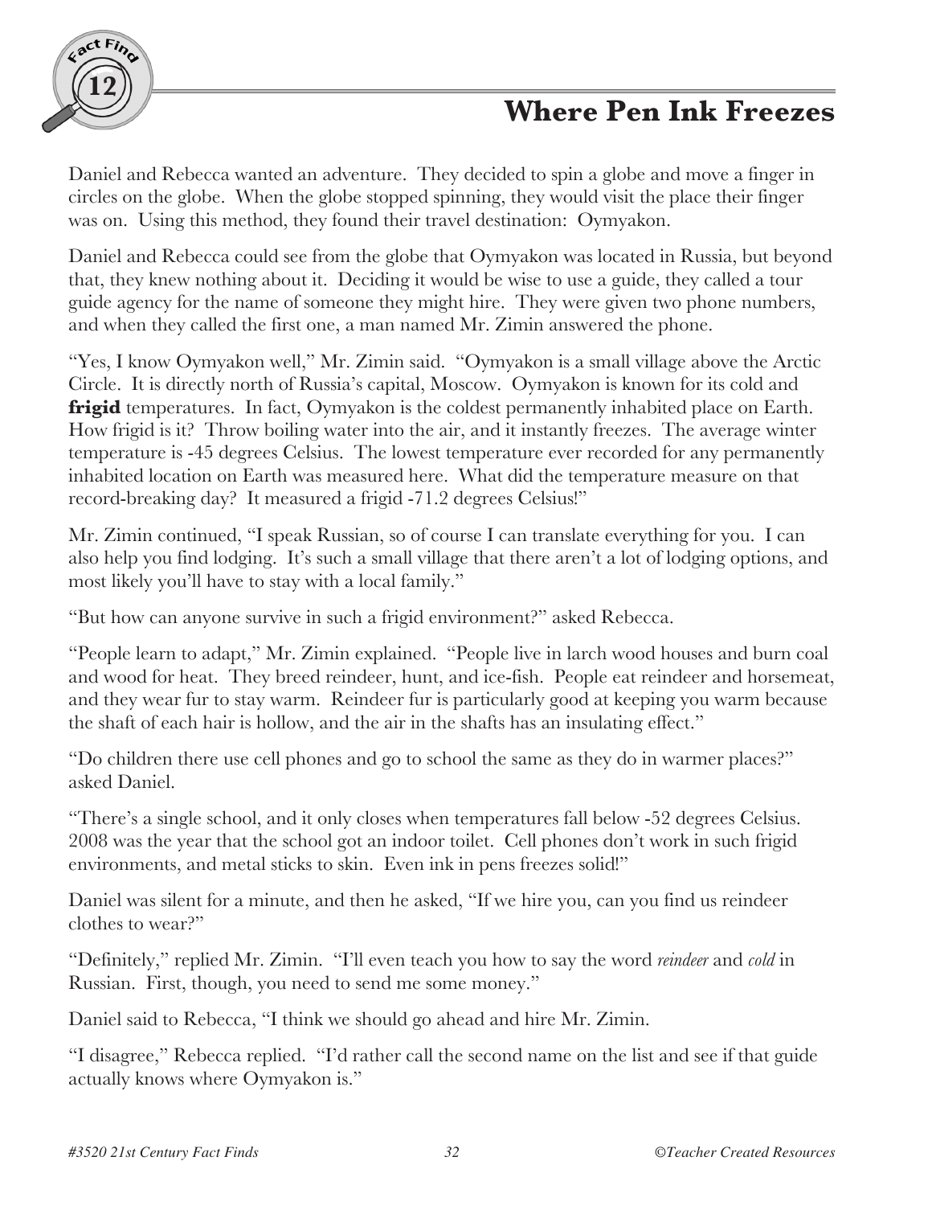# Where Pen Ink Freezes

Daniel and Rebecca wanted an adventure. They decided to spin a globe and move a finger in circles on the globe. When the globe stopped spinning, they would visit the place their finger was on. Using this method, they found their travel destination: Oymyakon.

Daniel and Rebecca could see from the globe that Oymyakon was located in Russia, but beyond that, they knew nothing about it. Deciding it would be wise to use a guide, they called a tour guide agency for the name of someone they might hire. They were given two phone numbers, and when they called the first one, a man named Mr. Zimin answered the phone.

"Yes, I know Oymyakon well," Mr. Zimin said. "Oymyakon is a small village above the Arctic Circle. It is directly north of Russia's capital, Moscow. Oymyakon is known for its cold and **frigid** temperatures. In fact, Oymyakon is the coldest permanently inhabited place on Earth. How frigid is it? Throw boiling water into the air, and it instantly freezes. The average winter temperature is -45 degrees Celsius. The lowest temperature ever recorded for any permanently inhabited location on Earth was measured here. What did the temperature measure on that record-breaking day? It measured a frigid -71.2 degrees Celsius!"

Mr. Zimin continued, "I speak Russian, so of course I can translate everything for you. I can also help you find lodging. It's such a small village that there aren't a lot of lodging options, and most likely you'll have to stay with a local family."

"But how can anyone survive in such a frigid environment?" asked Rebecca.

"People learn to adapt," Mr. Zimin explained. "People live in larch wood houses and burn coal and wood for heat. They breed reindeer, hunt, and ice-fish. People eat reindeer and horsemeat, and they wear fur to stay warm. Reindeer fur is particularly good at keeping you warm because the shaft of each hair is hollow, and the air in the shafts has an insulating effect."

"Do children there use cell phones and go to school the same as they do in warmer places?" asked Daniel.

"There's a single school, and it only closes when temperatures fall below -52 degrees Celsius. 2008 was the year that the school got an indoor toilet. Cell phones don't work in such frigid environments, and metal sticks to skin. Even ink in pens freezes solid!"

Daniel was silent for a minute, and then he asked, "If we hire you, can you find us reindeer clothes to wear?"

"Definitely," replied Mr. Zimin. "I'll even teach you how to say the word *reindeer* and *cold* in Russian. First, though, you need to send me some money."

Daniel said to Rebecca, "I think we should go ahead and hire Mr. Zimin.

"I disagree," Rebecca replied. "I'd rather call the second name on the list and see if that guide actually knows where Oymyakon is."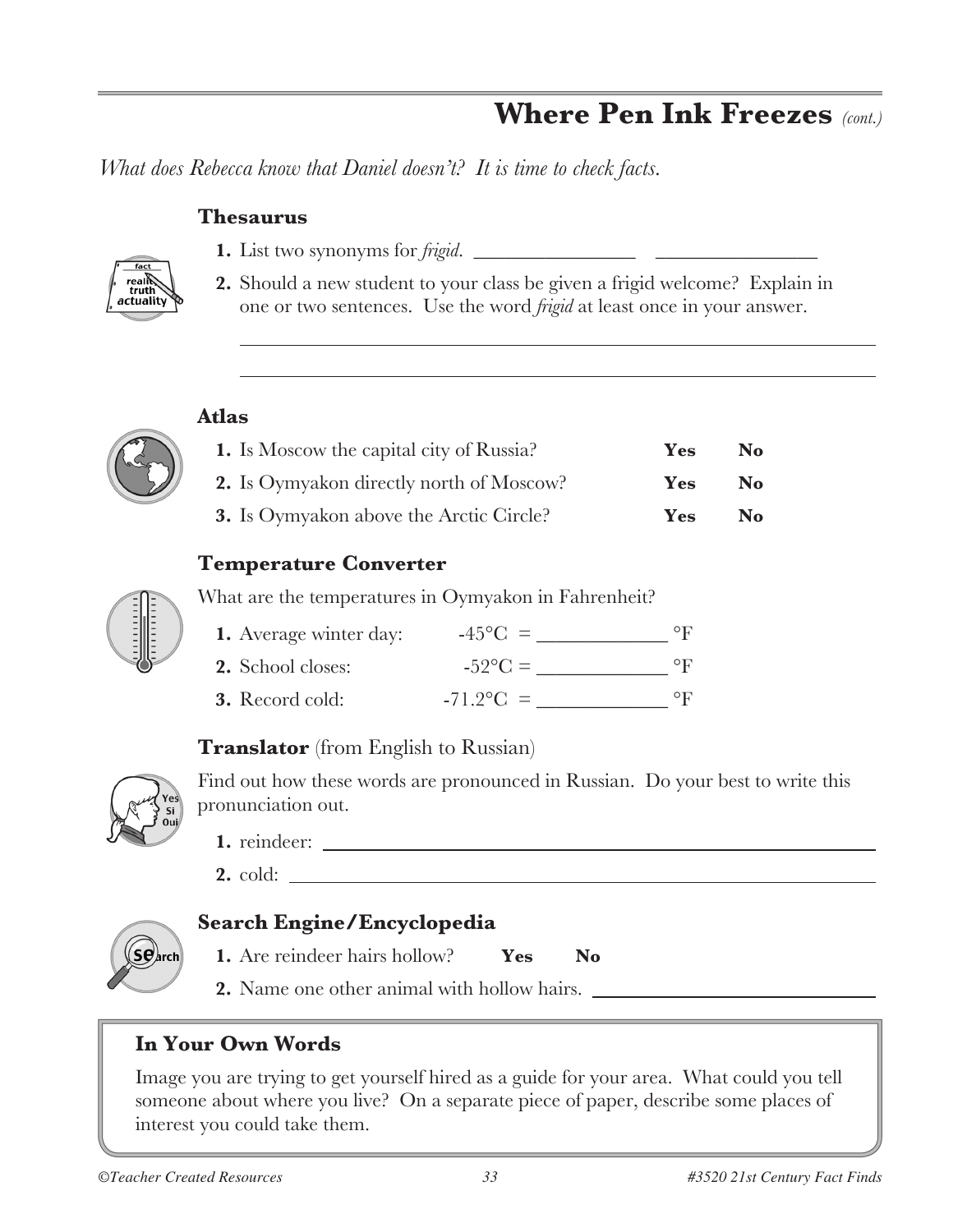# Where Pen Ink Freezes *(cont.)*

*What does Rebecca know that Daniel doesn't? It is time to check facts.*

### Thesaurus

1. List two synonyms for *frigid*. ________________ ________________
2. Should a new student to your class be given a frigid welcome? Explain in one or two sentences. Use the word *frigid* at least once in your answer.

____________________________________________________________

____________________________________________________________

### Atlas

1. Is Moscow the capital city of Russia? **Yes** **No**
2. Is Oymyakon directly north of Moscow? **Yes** **No**
3. Is Oymyakon above the Arctic Circle? **Yes** **No**

### Temperature Converter

What are the temperatures in Oymyakon in Fahrenheit?

1. Average winter day: -45°C = ____________ °F
2. School closes: -52°C = ____________ °F
3. Record cold: -71.2°C = ____________ °F

### Translator (from English to Russian)

Find out how these words are pronounced in Russian. Do your best to write this pronunciation out.

1. reindeer: ____________________________________________
2. cold: ____________________________________________

### Search Engine/Encyclopedia

1. Are reindeer hairs hollow? **Yes** **No**
2. Name one other animal with hollow hairs. ________________________

### In Your Own Words

Image you are trying to get yourself hired as a guide for your area. What could you tell someone about where you live? On a separate piece of paper, describe some places of interest you could take them.